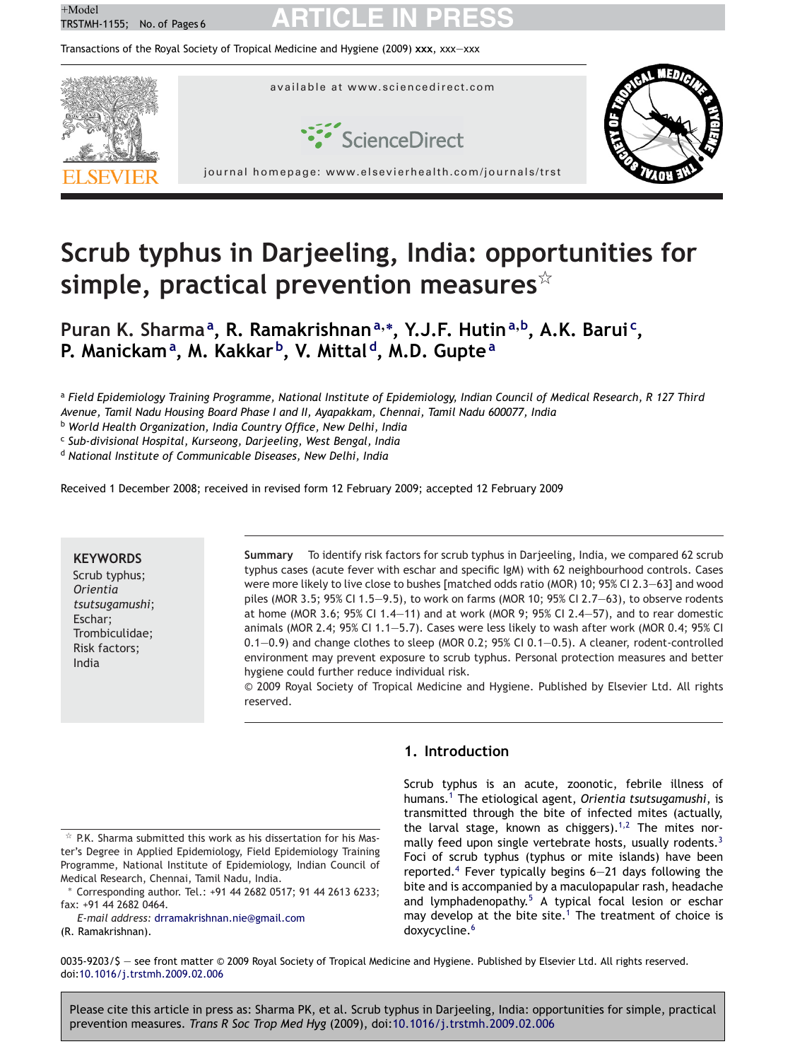# Scrub typhus in Darjeeling, India: opportunities for simple, practical prevention measures☆

Puran K. Sharma[a], R. Ramakrishnan[a,*], Y.J.F. Hutin[a,b], A.K. Barui[c], P. Manickam[a], M. Kakkar[b], V. Mittal[d], M.D. Gupte[a]

[a] Field Epidemiology Training Programme, National Institute of Epidemiology, Indian Council of Medical Research, R 127 Third Avenue, Tamil Nadu Housing Board Phase I and II, Ayapakkam, Chennai, Tamil Nadu 600077, India

[b] World Health Organization, India Country Office, New Delhi, India

[c] Sub-divisional Hospital, Kurseong, Darjeeling, West Bengal, India

[d] National Institute of Communicable Diseases, New Delhi, India

Received 1 December 2008; received in revised form 12 February 2009; accepted 12 February 2009

**KEYWORDS**
Scrub typhus;
*Orientia tsutsugamushi*;
Eschar;
Trombiculidae;
Risk factors;
India

**Summary** To identify risk factors for scrub typhus in Darjeeling, India, we compared 62 scrub typhus cases (acute fever with eschar and specific IgM) with 62 neighbourhood controls. Cases were more likely to live close to bushes [matched odds ratio (MOR) 10; 95% CI 2.3—63] and wood piles (MOR 3.5; 95% CI 1.5—9.5), to work on farms (MOR 10; 95% CI 2.7—63), to observe rodents at home (MOR 3.6; 95% CI 1.4—11) and at work (MOR 9; 95% CI 2.4—57), and to rear domestic animals (MOR 2.4; 95% CI 1.1—5.7). Cases were less likely to wash after work (MOR 0.4; 95% CI 0.1—0.9) and change clothes to sleep (MOR 0.2; 95% CI 0.1—0.5). A cleaner, rodent-controlled environment may prevent exposure to scrub typhus. Personal protection measures and better hygiene could further reduce individual risk.

© 2009 Royal Society of Tropical Medicine and Hygiene. Published by Elsevier Ltd. All rights reserved.

## 1. Introduction

Scrub typhus is an acute, zoonotic, febrile illness of humans.[1] The etiological agent, *Orientia tsutsugamushi*, is transmitted through the bite of infected mites (actually, the larval stage, known as chiggers).[1,2] The mites normally feed upon single vertebrate hosts, usually rodents.[3] Foci of scrub typhus (typhus or mite islands) have been reported.[4] Fever typically begins 6—21 days following the bite and is accompanied by a maculopapular rash, headache and lymphadenopathy.[5] A typical focal lesion or eschar may develop at the bite site.[1] The treatment of choice is doxycycline.[6]

☆ P.K. Sharma submitted this work as his dissertation for his Master's Degree in Applied Epidemiology, Field Epidemiology Training Programme, National Institute of Epidemiology, Indian Council of Medical Research, Chennai, Tamil Nadu, India.

\* Corresponding author. Tel.: +91 44 2682 0517; 91 44 2613 6233; fax: +91 44 2682 0464.
*E-mail address:* drramakrishnan.nie@gmail.com (R. Ramakrishnan).

0035-9203/$ — see front matter © 2009 Royal Society of Tropical Medicine and Hygiene. Published by Elsevier Ltd. All rights reserved.
doi:10.1016/j.trstmh.2009.02.006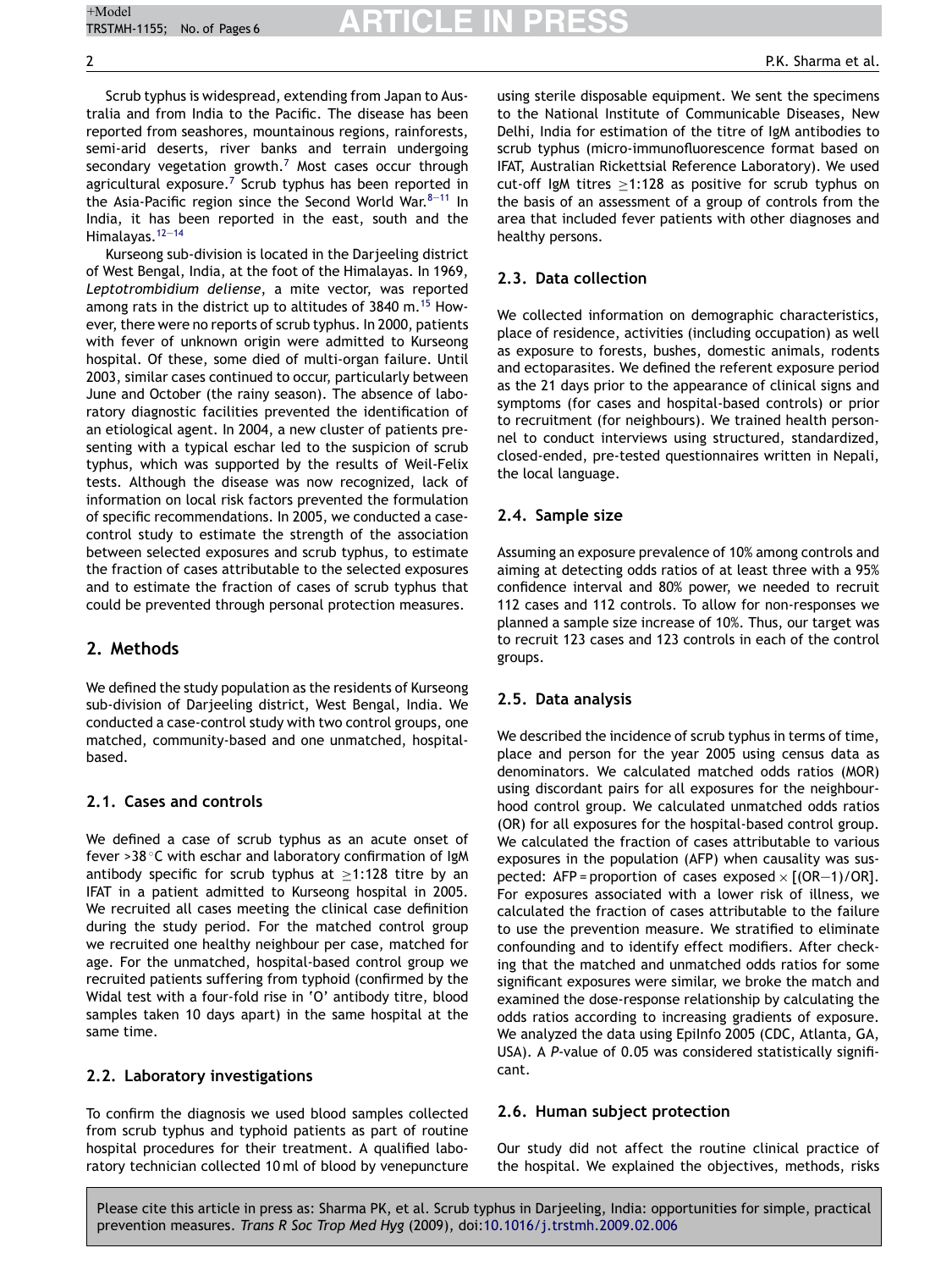Scrub typhus is widespread, extending from Japan to Australia and from India to the Pacific. The disease has been reported from seashores, mountainous regions, rainforests, semi-arid deserts, river banks and terrain undergoing secondary vegetation growth.[7] Most cases occur through agricultural exposure.[7] Scrub typhus has been reported in the Asia-Pacific region since the Second World War.[8–11] In India, it has been reported in the east, south and the Himalayas.[12–14]

Kurseong sub-division is located in the Darjeeling district of West Bengal, India, at the foot of the Himalayas. In 1969, *Leptotrombidium deliense*, a mite vector, was reported among rats in the district up to altitudes of 3840 m.[15] However, there were no reports of scrub typhus. In 2000, patients with fever of unknown origin were admitted to Kurseong hospital. Of these, some died of multi-organ failure. Until 2003, similar cases continued to occur, particularly between June and October (the rainy season). The absence of laboratory diagnostic facilities prevented the identification of an etiological agent. In 2004, a new cluster of patients presenting with a typical eschar led to the suspicion of scrub typhus, which was supported by the results of Weil-Felix tests. Although the disease was now recognized, lack of information on local risk factors prevented the formulation of specific recommendations. In 2005, we conducted a case-control study to estimate the strength of the association between selected exposures and scrub typhus, to estimate the fraction of cases attributable to the selected exposures and to estimate the fraction of cases of scrub typhus that could be prevented through personal protection measures.

## 2. Methods

We defined the study population as the residents of Kurseong sub-division of Darjeeling district, West Bengal, India. We conducted a case-control study with two control groups, one matched, community-based and one unmatched, hospital-based.

### 2.1. Cases and controls

We defined a case of scrub typhus as an acute onset of fever >38 °C with eschar and laboratory confirmation of IgM antibody specific for scrub typhus at ≥1:128 titre by an IFAT in a patient admitted to Kurseong hospital in 2005. We recruited all cases meeting the clinical case definition during the study period. For the matched control group we recruited one healthy neighbour per case, matched for age. For the unmatched, hospital-based control group we recruited patients suffering from typhoid (confirmed by the Widal test with a four-fold rise in 'O' antibody titre, blood samples taken 10 days apart) in the same hospital at the same time.

### 2.2. Laboratory investigations

To confirm the diagnosis we used blood samples collected from scrub typhus and typhoid patients as part of routine hospital procedures for their treatment. A qualified laboratory technician collected 10 ml of blood by venepuncture using sterile disposable equipment. We sent the specimens to the National Institute of Communicable Diseases, New Delhi, India for estimation of the titre of IgM antibodies to scrub typhus (micro-immunofluorescence format based on IFAT, Australian Rickettsial Reference Laboratory). We used cut-off IgM titres ≥1:128 as positive for scrub typhus on the basis of an assessment of a group of controls from the area that included fever patients with other diagnoses and healthy persons.

### 2.3. Data collection

We collected information on demographic characteristics, place of residence, activities (including occupation) as well as exposure to forests, bushes, domestic animals, rodents and ectoparasites. We defined the referent exposure period as the 21 days prior to the appearance of clinical signs and symptoms (for cases and hospital-based controls) or prior to recruitment (for neighbours). We trained health personnel to conduct interviews using structured, standardized, closed-ended, pre-tested questionnaires written in Nepali, the local language.

### 2.4. Sample size

Assuming an exposure prevalence of 10% among controls and aiming at detecting odds ratios of at least three with a 95% confidence interval and 80% power, we needed to recruit 112 cases and 112 controls. To allow for non-responses we planned a sample size increase of 10%. Thus, our target was to recruit 123 cases and 123 controls in each of the control groups.

### 2.5. Data analysis

We described the incidence of scrub typhus in terms of time, place and person for the year 2005 using census data as denominators. We calculated matched odds ratios (MOR) using discordant pairs for all exposures for the neighbourhood control group. We calculated unmatched odds ratios (OR) for all exposures for the hospital-based control group. We calculated the fraction of cases attributable to various exposures in the population (AFP) when causality was suspected: AFP = proportion of cases exposed × [(OR−1)/OR]. For exposures associated with a lower risk of illness, we calculated the fraction of cases attributable to the failure to use the prevention measure. We stratified to eliminate confounding and to identify effect modifiers. After checking that the matched and unmatched odds ratios for some significant exposures were similar, we broke the match and examined the dose-response relationship by calculating the odds ratios according to increasing gradients of exposure. We analyzed the data using EpiInfo 2005 (CDC, Atlanta, GA, USA). A *P*-value of 0.05 was considered statistically significant.

### 2.6. Human subject protection

Our study did not affect the routine clinical practice of the hospital. We explained the objectives, methods, risks

Please cite this article in press as: Sharma PK, et al. Scrub typhus in Darjeeling, India: opportunities for simple, practical prevention measures. *Trans R Soc Trop Med Hyg* (2009), doi:10.1016/j.trstmh.2009.02.006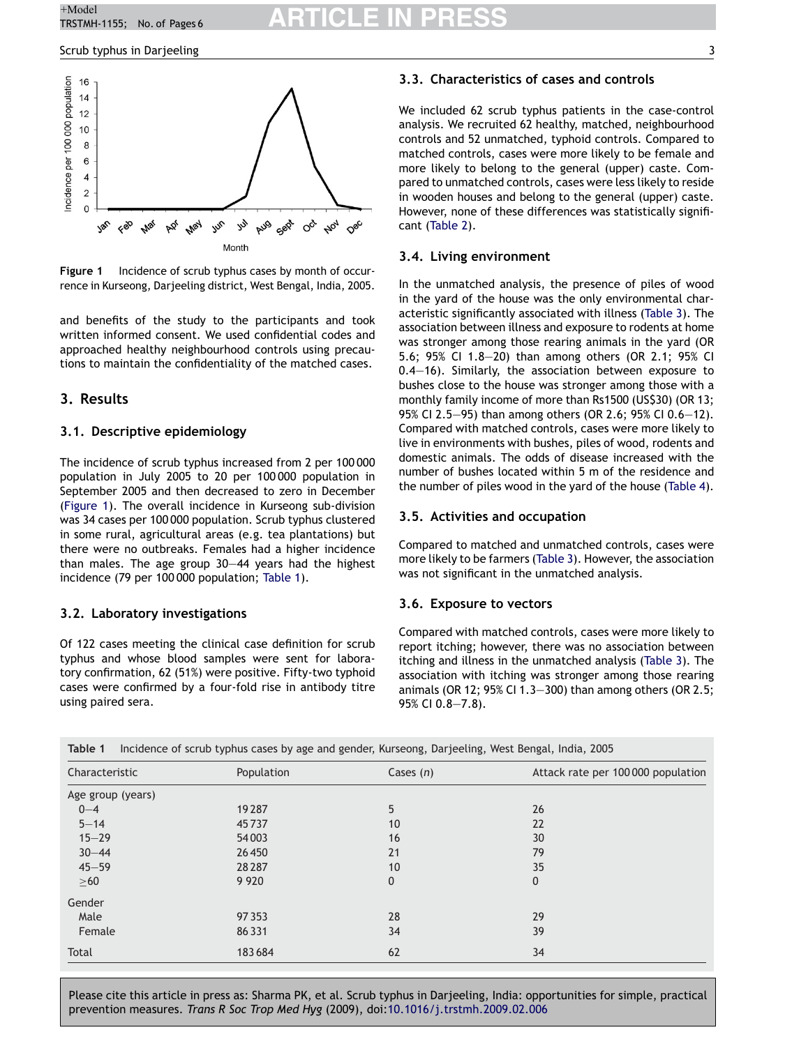Figure 1 Incidence of scrub typhus cases by month of occurrence in Kurseong, Darjeeling district, West Bengal, India, 2005.

and benefits of the study to the participants and took written informed consent. We used confidential codes and approached healthy neighbourhood controls using precautions to maintain the confidentiality of the matched cases.

## 3. Results

### 3.1. Descriptive epidemiology

The incidence of scrub typhus increased from 2 per 100 000 population in July 2005 to 20 per 100 000 population in September 2005 and then decreased to zero in December (Figure 1). The overall incidence in Kurseong sub-division was 34 cases per 100 000 population. Scrub typhus clustered in some rural, agricultural areas (e.g. tea plantations) but there were no outbreaks. Females had a higher incidence than males. The age group 30—44 years had the highest incidence (79 per 100 000 population; Table 1).

### 3.2. Laboratory investigations

Of 122 cases meeting the clinical case definition for scrub typhus and whose blood samples were sent for laboratory confirmation, 62 (51%) were positive. Fifty-two typhoid cases were confirmed by a four-fold rise in antibody titre using paired sera.

### 3.3. Characteristics of cases and controls

We included 62 scrub typhus patients in the case-control analysis. We recruited 62 healthy, matched, neighbourhood controls and 52 unmatched, typhoid controls. Compared to matched controls, cases were more likely to be female and more likely to belong to the general (upper) caste. Compared to unmatched controls, cases were less likely to reside in wooden houses and belong to the general (upper) caste. However, none of these differences was statistically significant (Table 2).

### 3.4. Living environment

In the unmatched analysis, the presence of piles of wood in the yard of the house was the only environmental characteristic significantly associated with illness (Table 3). The association between illness and exposure to rodents at home was stronger among those rearing animals in the yard (OR 5.6; 95% CI 1.8—20) than among others (OR 2.1; 95% CI 0.4—16). Similarly, the association between exposure to bushes close to the house was stronger among those with a monthly family income of more than Rs1500 (US$30) (OR 13; 95% CI 2.5—95) than among others (OR 2.6; 95% CI 0.6—12). Compared with matched controls, cases were more likely to live in environments with bushes, piles of wood, rodents and domestic animals. The odds of disease increased with the number of bushes located within 5 m of the residence and the number of piles wood in the yard of the house (Table 4).

### 3.5. Activities and occupation

Compared to matched and unmatched controls, cases were more likely to be farmers (Table 3). However, the association was not significant in the unmatched analysis.

### 3.6. Exposure to vectors

Compared with matched controls, cases were more likely to report itching; however, there was no association between itching and illness in the unmatched analysis (Table 3). The association with itching was stronger among those rearing animals (OR 12; 95% CI 1.3—300) than among others (OR 2.5; 95% CI 0.8—7.8).

**Table 1** Incidence of scrub typhus cases by age and gender, Kurseong, Darjeeling, West Bengal, India, 2005

| Characteristic | Population | Cases (*n*) | Attack rate per 100 000 population |
|---|---|---|---|
| Age group (years) | | | |
| 0—4 | 19 287 | 5 | 26 |
| 5—14 | 45 737 | 10 | 22 |
| 15—29 | 54 003 | 16 | 30 |
| 30—44 | 26 450 | 21 | 79 |
| 45—59 | 28 287 | 10 | 35 |
| ≥60 | 9 920 | 0 | 0 |
| Gender | | | |
| Male | 97 353 | 28 | 29 |
| Female | 86 331 | 34 | 39 |
| Total | 183 684 | 62 | 34 |

Please cite this article in press as: Sharma PK, et al. Scrub typhus in Darjeeling, India: opportunities for simple, practical prevention measures. *Trans R Soc Trop Med Hyg* (2009), doi:10.1016/j.trstmh.2009.02.006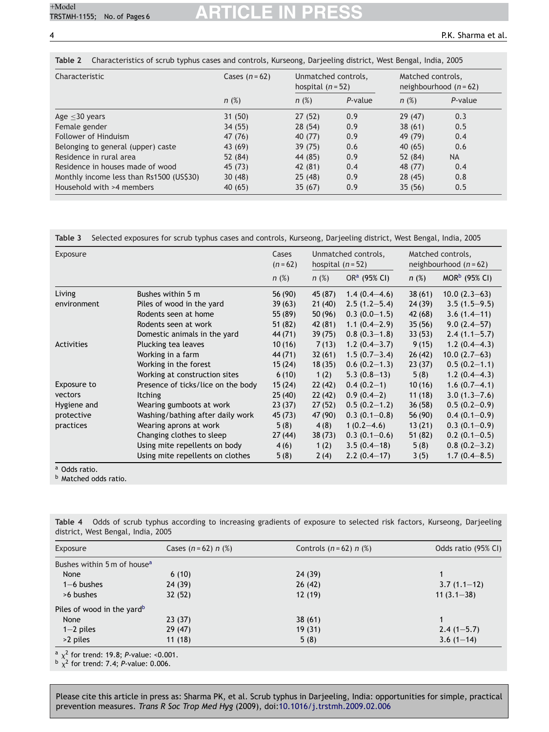**Table 2** Characteristics of scrub typhus cases and controls, Kurseong, Darjeeling district, West Bengal, India, 2005

| Characteristic | Cases (n = 62) | Unmatched controls, hospital (n = 52) | | Matched controls, neighbourhood (n = 62) | |
|---|---|---|---|---|---|
| | n (%) | n (%) | P-value | n (%) | P-value |
| Age ≤30 years | 31 (50) | 27 (52) | 0.9 | 29 (47) | 0.3 |
| Female gender | 34 (55) | 28 (54) | 0.9 | 38 (61) | 0.5 |
| Follower of Hinduism | 47 (76) | 40 (77) | 0.9 | 49 (79) | 0.4 |
| Belonging to general (upper) caste | 43 (69) | 39 (75) | 0.6 | 40 (65) | 0.6 |
| Residence in rural area | 52 (84) | 44 (85) | 0.9 | 52 (84) | NA |
| Residence in houses made of wood | 45 (73) | 42 (81) | 0.4 | 48 (77) | 0.4 |
| Monthly income less than Rs1500 (US$30) | 30 (48) | 25 (48) | 0.9 | 28 (45) | 0.8 |
| Household with >4 members | 40 (65) | 35 (67) | 0.9 | 35 (56) | 0.5 |

**Table 3** Selected exposures for scrub typhus cases and controls, Kurseong, Darjeeling district, West Bengal, India, 2005

| Exposure | | Cases (n = 62) | Unmatched controls, hospital (n = 52) | | Matched controls, neighbourhood (n = 62) | |
|---|---|---|---|---|---|---|
| | | n (%) | n (%) | OR[a] (95% CI) | n (%) | MOR[b] (95% CI) |
| Living environment | Bushes within 5 m | 56 (90) | 45 (87) | 1.4 (0.4–4.6) | 38 (61) | 10.0 (2.3–63) |
| | Piles of wood in the yard | 39 (63) | 21 (40) | 2.5 (1.2–5.4) | 24 (39) | 3.5 (1.5–9.5) |
| | Rodents seen at home | 55 (89) | 50 (96) | 0.3 (0.0–1.5) | 42 (68) | 3.6 (1.4–11) |
| | Rodents seen at work | 51 (82) | 42 (81) | 1.1 (0.4–2.9) | 35 (56) | 9.0 (2.4–57) |
| | Domestic animals in the yard | 44 (71) | 39 (75) | 0.8 (0.3–1.8) | 33 (53) | 2.4 (1.1–5.7) |
| Activities | Plucking tea leaves | 10 (16) | 7 (13) | 1.2 (0.4–3.7) | 9 (15) | 1.2 (0.4–4.3) |
| | Working in a farm | 44 (71) | 32 (61) | 1.5 (0.7–3.4) | 26 (42) | 10.0 (2.7–63) |
| | Working in the forest | 15 (24) | 18 (35) | 0.6 (0.2–1.3) | 23 (37) | 0.5 (0.2–1.1) |
| | Working at construction sites | 6 (10) | 1 (2) | 5.3 (0.8–13) | 5 (8) | 1.2 (0.4–4.3) |
| Exposure to vectors | Presence of ticks/lice on the body | 15 (24) | 22 (42) | 0.4 (0.2–1) | 10 (16) | 1.6 (0.7–4.1) |
| | Itching | 25 (40) | 22 (42) | 0.9 (0.4–2) | 11 (18) | 3.0 (1.3–7.6) |
| Hygiene and protective practices | Wearing gumboots at work | 23 (37) | 27 (52) | 0.5 (0.2–1.2) | 36 (58) | 0.5 (0.2–0.9) |
| | Washing/bathing after daily work | 45 (73) | 47 (90) | 0.3 (0.1–0.8) | 56 (90) | 0.4 (0.1–0.9) |
| | Wearing aprons at work | 5 (8) | 4 (8) | 1 (0.2–4.6) | 13 (21) | 0.3 (0.1–0.9) |
| | Changing clothes to sleep | 27 (44) | 38 (73) | 0.3 (0.1–0.6) | 51 (82) | 0.2 (0.1–0.5) |
| | Using mite repellents on body | 4 (6) | 1 (2) | 3.5 (0.4–18) | 5 (8) | 0.8 (0.2–3.2) |
| | Using mite repellents on clothes | 5 (8) | 2 (4) | 2.2 (0.4–17) | 3 (5) | 1.7 (0.4–8.5) |

[a] Odds ratio.
[b] Matched odds ratio.

**Table 4** Odds of scrub typhus according to increasing gradients of exposure to selected risk factors, Kurseong, Darjeeling district, West Bengal, India, 2005

| Exposure | Cases (n = 62) n (%) | Controls (n = 62) n (%) | Odds ratio (95% CI) |
|---|---|---|---|
| Bushes within 5 m of house[a] | | | |
| None | 6 (10) | 24 (39) | 1 |
| 1–6 bushes | 24 (39) | 26 (42) | 3.7 (1.1–12) |
| >6 bushes | 32 (52) | 12 (19) | 11 (3.1–38) |
| Piles of wood in the yard[b] | | | |
| None | 23 (37) | 38 (61) | 1 |
| 1–2 piles | 29 (47) | 19 (31) | 2.4 (1–5.7) |
| >2 piles | 11 (18) | 5 (8) | 3.6 (1–14) |

[a] $\chi^2$ for trend: 19.8; P-value: <0.001.
[b] $\chi^2$ for trend: 7.4; P-value: 0.006.

Please cite this article in press as: Sharma PK, et al. Scrub typhus in Darjeeling, India: opportunities for simple, practical prevention measures. *Trans R Soc Trop Med Hyg* (2009), doi:10.1016/j.trstmh.2009.02.006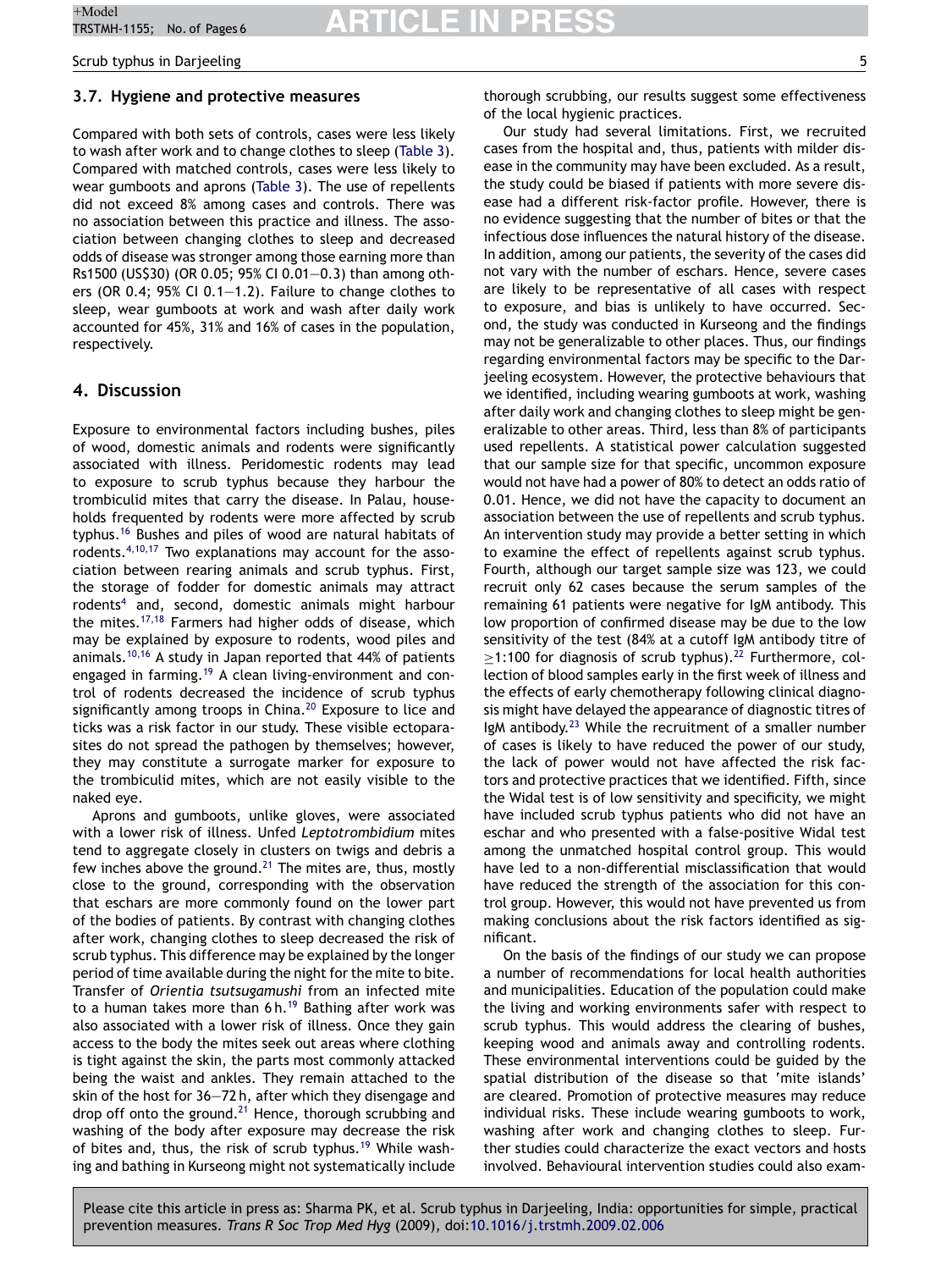### 3.7. Hygiene and protective measures

Compared with both sets of controls, cases were less likely to wash after work and to change clothes to sleep (Table 3). Compared with matched controls, cases were less likely to wear gumboots and aprons (Table 3). The use of repellents did not exceed 8% among cases and controls. There was no association between this practice and illness. The association between changing clothes to sleep and decreased odds of disease was stronger among those earning more than Rs1500 (US$30) (OR 0.05; 95% CI 0.01–0.3) than among others (OR 0.4; 95% CI 0.1–1.2). Failure to change clothes to sleep, wear gumboots at work and wash after daily work accounted for 45%, 31% and 16% of cases in the population, respectively.

## 4. Discussion

Exposure to environmental factors including bushes, piles of wood, domestic animals and rodents were significantly associated with illness. Peridomestic rodents may lead to exposure to scrub typhus because they harbour the trombiculid mites that carry the disease. In Palau, households frequented by rodents were more affected by scrub typhus.[16] Bushes and piles of wood are natural habitats of rodents.[4,10,17] Two explanations may account for the association between rearing animals and scrub typhus. First, the storage of fodder for domestic animals may attract rodents[4] and, second, domestic animals might harbour the mites.[17,18] Farmers had higher odds of disease, which may be explained by exposure to rodents, wood piles and animals.[10,16] A study in Japan reported that 44% of patients engaged in farming.[19] A clean living-environment and control of rodents decreased the incidence of scrub typhus significantly among troops in China.[20] Exposure to lice and ticks was a risk factor in our study. These visible ectoparasites do not spread the pathogen by themselves; however, they may constitute a surrogate marker for exposure to the trombiculid mites, which are not easily visible to the naked eye.

Aprons and gumboots, unlike gloves, were associated with a lower risk of illness. Unfed *Leptotrombidium* mites tend to aggregate closely in clusters on twigs and debris a few inches above the ground.[21] The mites are, thus, mostly close to the ground, corresponding with the observation that eschars are more commonly found on the lower part of the bodies of patients. By contrast with changing clothes after work, changing clothes to sleep decreased the risk of scrub typhus. This difference may be explained by the longer period of time available during the night for the mite to bite. Transfer of *Orientia tsutsugamushi* from an infected mite to a human takes more than 6 h.[19] Bathing after work was also associated with a lower risk of illness. Once they gain access to the body the mites seek out areas where clothing is tight against the skin, the parts most commonly attacked being the waist and ankles. They remain attached to the skin of the host for 36–72 h, after which they disengage and drop off onto the ground.[21] Hence, thorough scrubbing and washing of the body after exposure may decrease the risk of bites and, thus, the risk of scrub typhus.[19] While washing and bathing in Kurseong might not systematically include thorough scrubbing, our results suggest some effectiveness of the local hygienic practices.

Our study had several limitations. First, we recruited cases from the hospital and, thus, patients with milder disease in the community may have been excluded. As a result, the study could be biased if patients with more severe disease had a different risk-factor profile. However, there is no evidence suggesting that the number of bites or that the infectious dose influences the natural history of the disease. In addition, among our patients, the severity of the cases did not vary with the number of eschars. Hence, severe cases are likely to be representative of all cases with respect to exposure, and bias is unlikely to have occurred. Second, the study was conducted in Kurseong and the findings may not be generalizable to other places. Thus, our findings regarding environmental factors may be specific to the Darjeeling ecosystem. However, the protective behaviours that we identified, including wearing gumboots at work, washing after daily work and changing clothes to sleep might be generalizable to other areas. Third, less than 8% of participants used repellents. A statistical power calculation suggested that our sample size for that specific, uncommon exposure would not have had a power of 80% to detect an odds ratio of 0.01. Hence, we did not have the capacity to document an association between the use of repellents and scrub typhus. An intervention study may provide a better setting in which to examine the effect of repellents against scrub typhus. Fourth, although our target sample size was 123, we could recruit only 62 cases because the serum samples of the remaining 61 patients were negative for IgM antibody. This low proportion of confirmed disease may be due to the low sensitivity of the test (84% at a cutoff IgM antibody titre of ≥1:100 for diagnosis of scrub typhus).[22] Furthermore, collection of blood samples early in the first week of illness and the effects of early chemotherapy following clinical diagnosis might have delayed the appearance of diagnostic titres of IgM antibody.[23] While the recruitment of a smaller number of cases is likely to have reduced the power of our study, the lack of power would not have affected the risk factors and protective practices that we identified. Fifth, since the Widal test is of low sensitivity and specificity, we might have included scrub typhus patients who did not have an eschar and who presented with a false-positive Widal test among the unmatched hospital control group. This would have led to a non-differential misclassification that would have reduced the strength of the association for this control group. However, this would not have prevented us from making conclusions about the risk factors identified as significant.

On the basis of the findings of our study we can propose a number of recommendations for local health authorities and municipalities. Education of the population could make the living and working environments safer with respect to scrub typhus. This would address the clearing of bushes, keeping wood and animals away and controlling rodents. These environmental interventions could be guided by the spatial distribution of the disease so that 'mite islands' are cleared. Promotion of protective measures may reduce individual risks. These include wearing gumboots to work, washing after work and changing clothes to sleep. Further studies could characterize the exact vectors and hosts involved. Behavioural intervention studies could also exam-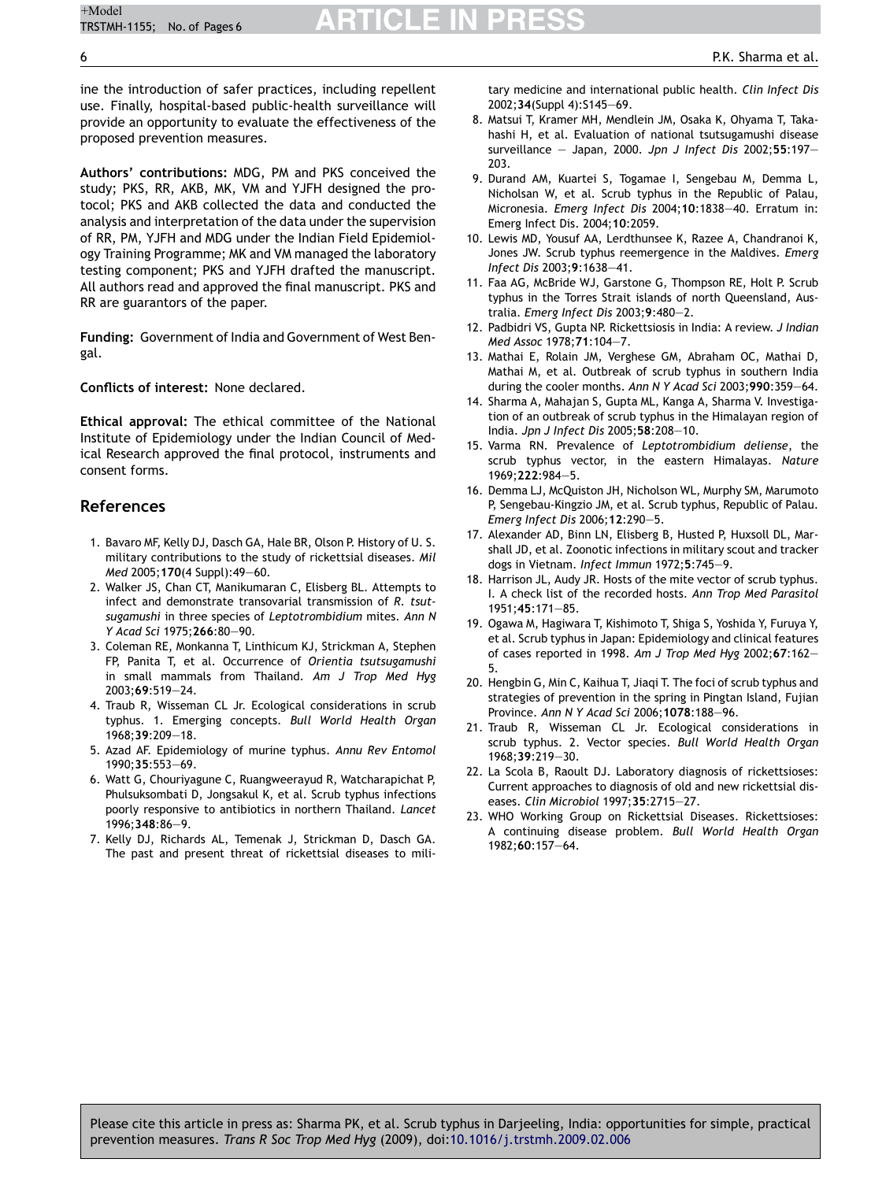ine the introduction of safer practices, including repellent use. Finally, hospital-based public-health surveillance will provide an opportunity to evaluate the effectiveness of the proposed prevention measures.

**Authors' contributions:** MDG, PM and PKS conceived the study; PKS, RR, AKB, MK, VM and YJFH designed the protocol; PKS and AKB collected the data and conducted the analysis and interpretation of the data under the supervision of RR, PM, YJFH and MDG under the Indian Field Epidemiology Training Programme; MK and VM managed the laboratory testing component; PKS and YJFH drafted the manuscript. All authors read and approved the final manuscript. PKS and RR are guarantors of the paper.

**Funding:** Government of India and Government of West Bengal.

**Conflicts of interest:** None declared.

**Ethical approval:** The ethical committee of the National Institute of Epidemiology under the Indian Council of Medical Research approved the final protocol, instruments and consent forms.

## References

1. Bavaro MF, Kelly DJ, Dasch GA, Hale BR, Olson P. History of U. S. military contributions to the study of rickettsial diseases. *Mil Med* 2005;**170**(4 Suppl):49—60.
2. Walker JS, Chan CT, Manikumaran C, Elisberg BL. Attempts to infect and demonstrate transovarial transmission of *R. tsutsugamushi* in three species of *Leptotrombidium* mites. *Ann N Y Acad Sci* 1975;**266**:80—90.
3. Coleman RE, Monkanna T, Linthicum KJ, Strickman A, Stephen FP, Panita T, et al. Occurrence of *Orientia tsutsugamushi* in small mammals from Thailand. *Am J Trop Med Hyg* 2003;**69**:519—24.
4. Traub R, Wisseman CL Jr. Ecological considerations in scrub typhus. 1. Emerging concepts. *Bull World Health Organ* 1968;**39**:209—18.
5. Azad AF. Epidemiology of murine typhus. *Annu Rev Entomol* 1990;**35**:553—69.
6. Watt G, Chouriyagune C, Ruangweerayud R, Watcharapichat P, Phulsuksombati D, Jongsakul K, et al. Scrub typhus infections poorly responsive to antibiotics in northern Thailand. *Lancet* 1996;**348**:86—9.
7. Kelly DJ, Richards AL, Temenak J, Strickman D, Dasch GA. The past and present threat of rickettsial diseases to military medicine and international public health. *Clin Infect Dis* 2002;**34**(Suppl 4):S145—69.
8. Matsui T, Kramer MH, Mendlein JM, Osaka K, Ohyama T, Takahashi H, et al. Evaluation of national tsutsugamushi disease surveillance — Japan, 2000. *Jpn J Infect Dis* 2002;**55**:197—203.
9. Durand AM, Kuartei S, Togamae I, Sengebau M, Demma L, Nicholsan W, et al. Scrub typhus in the Republic of Palau, Micronesia. *Emerg Infect Dis* 2004;**10**:1838—40. Erratum in: Emerg Infect Dis. 2004;**10**:2059.
10. Lewis MD, Yousuf AA, Lerdthunsee K, Razee A, Chandranoi K, Jones JW. Scrub typhus reemergence in the Maldives. *Emerg Infect Dis* 2003;**9**:1638—41.
11. Faa AG, McBride WJ, Garstone G, Thompson RE, Holt P. Scrub typhus in the Torres Strait islands of north Queensland, Australia. *Emerg Infect Dis* 2003;**9**:480—2.
12. Padbidri VS, Gupta NP. Rickettsiosis in India: A review. *J Indian Med Assoc* 1978;**71**:104—7.
13. Mathai E, Rolain JM, Verghese GM, Abraham OC, Mathai D, Mathai M, et al. Outbreak of scrub typhus in southern India during the cooler months. *Ann N Y Acad Sci* 2003;**990**:359—64.
14. Sharma A, Mahajan S, Gupta ML, Kanga A, Sharma V. Investigation of an outbreak of scrub typhus in the Himalayan region of India. *Jpn J Infect Dis* 2005;**58**:208—10.
15. Varma RN. Prevalence of *Leptotrombidium deliense*, the scrub typhus vector, in the eastern Himalayas. *Nature* 1969;**222**:984—5.
16. Demma LJ, McQuiston JH, Nicholson WL, Murphy SM, Marumoto P, Sengebau-Kingzio JM, et al. Scrub typhus, Republic of Palau. *Emerg Infect Dis* 2006;**12**:290—5.
17. Alexander AD, Binn LN, Elisberg B, Husted P, Huxsoll DL, Marshall JD, et al. Zoonotic infections in military scout and tracker dogs in Vietnam. *Infect Immun* 1972;**5**:745—9.
18. Harrison JL, Audy JR. Hosts of the mite vector of scrub typhus. I. A check list of the recorded hosts. *Ann Trop Med Parasitol* 1951;**45**:171—85.
19. Ogawa M, Hagiwara T, Kishimoto T, Shiga S, Yoshida Y, Furuya Y, et al. Scrub typhus in Japan: Epidemiology and clinical features of cases reported in 1998. *Am J Trop Med Hyg* 2002;**67**:162—5.
20. Hengbin G, Min C, Kaihua T, Jiaqi T. The foci of scrub typhus and strategies of prevention in the spring in Pingtan Island, Fujian Province. *Ann N Y Acad Sci* 2006;**1078**:188—96.
21. Traub R, Wisseman CL Jr. Ecological considerations in scrub typhus. 2. Vector species. *Bull World Health Organ* 1968;**39**:219—30.
22. La Scola B, Raoult DJ. Laboratory diagnosis of rickettsioses: Current approaches to diagnosis of old and new rickettsial diseases. *Clin Microbiol* 1997;**35**:2715—27.
23. WHO Working Group on Rickettsial Diseases. Rickettsioses: A continuing disease problem. *Bull World Health Organ* 1982;**60**:157—64.